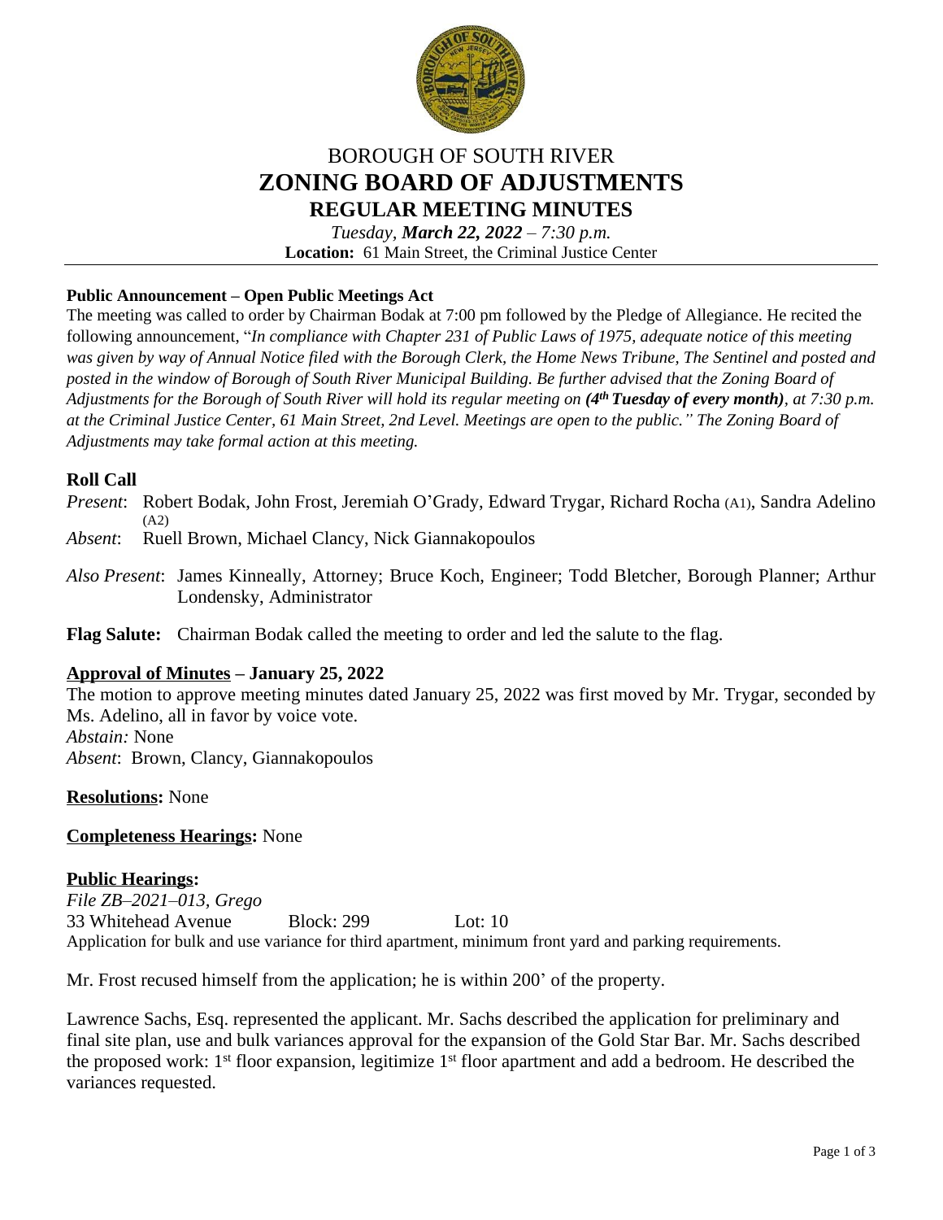# BOROUGH OF SOUTH RIVER
# ZONING BOARD OF ADJUSTMENTS
## REGULAR MEETING MINUTES

*Tuesday, **March 22, 2022** – 7:30 p.m.*
**Location:** 61 Main Street, the Criminal Justice Center

**Public Announcement – Open Public Meetings Act**
The meeting was called to order by Chairman Bodak at 7:00 pm followed by the Pledge of Allegiance. He recited the following announcement, "*In compliance with Chapter 231 of Public Laws of 1975, adequate notice of this meeting was given by way of Annual Notice filed with the Borough Clerk, the Home News Tribune, The Sentinel and posted and posted in the window of Borough of South River Municipal Building. Be further advised that the Zoning Board of Adjustments for the Borough of South River will hold its regular meeting on **(4th Tuesday of every month)**, at 7:30 p.m. at the Criminal Justice Center, 61 Main Street, 2nd Level. Meetings are open to the public." The Zoning Board of Adjustments may take formal action at this meeting.*

### Roll Call

*Present*: Robert Bodak, John Frost, Jeremiah O'Grady, Edward Trygar, Richard Rocha (A1), Sandra Adelino (A2)
*Absent*: Ruell Brown, Michael Clancy, Nick Giannakopoulos

*Also Present*: James Kinneally, Attorney; Bruce Koch, Engineer; Todd Bletcher, Borough Planner; Arthur Londensky, Administrator

**Flag Salute:** Chairman Bodak called the meeting to order and led the salute to the flag.

**Approval of Minutes – January 25, 2022**
The motion to approve meeting minutes dated January 25, 2022 was first moved by Mr. Trygar, seconded by Ms. Adelino, all in favor by voice vote.
*Abstain:* None
*Absent*: Brown, Clancy, Giannakopoulos

**Resolutions:** None

**Completeness Hearings:** None

**Public Hearings:**
*File ZB–2021–013, Grego*
33 Whitehead Avenue Block: 299 Lot: 10
Application for bulk and use variance for third apartment, minimum front yard and parking requirements.

Mr. Frost recused himself from the application; he is within 200' of the property.

Lawrence Sachs, Esq. represented the applicant. Mr. Sachs described the application for preliminary and final site plan, use and bulk variances approval for the expansion of the Gold Star Bar. Mr. Sachs described the proposed work: 1st floor expansion, legitimize 1st floor apartment and add a bedroom. He described the variances requested.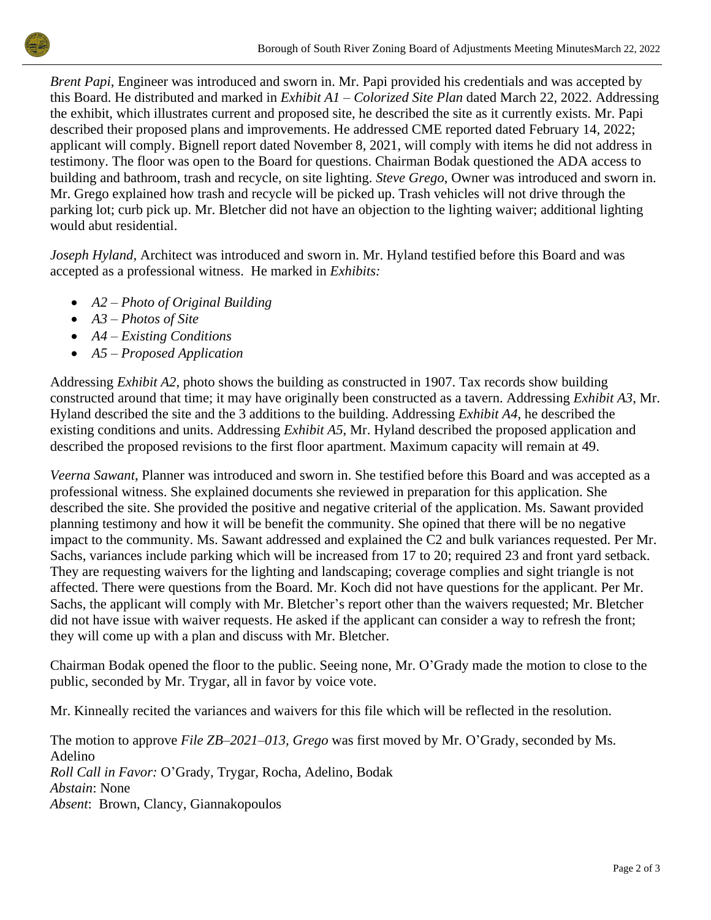*Brent Papi*, Engineer was introduced and sworn in. Mr. Papi provided his credentials and was accepted by this Board. He distributed and marked in *Exhibit A1 – Colorized Site Plan* dated March 22, 2022. Addressing the exhibit, which illustrates current and proposed site, he described the site as it currently exists. Mr. Papi described their proposed plans and improvements. He addressed CME reported dated February 14, 2022; applicant will comply. Bignell report dated November 8, 2021, will comply with items he did not address in testimony. The floor was open to the Board for questions. Chairman Bodak questioned the ADA access to building and bathroom, trash and recycle, on site lighting. *Steve Grego*, Owner was introduced and sworn in. Mr. Grego explained how trash and recycle will be picked up. Trash vehicles will not drive through the parking lot; curb pick up. Mr. Bletcher did not have an objection to the lighting waiver; additional lighting would abut residential.

*Joseph Hyland*, Architect was introduced and sworn in. Mr. Hyland testified before this Board and was accepted as a professional witness. He marked in *Exhibits:*

- *A2 – Photo of Original Building*
- *A3 – Photos of Site*
- *A4 – Existing Conditions*
- *A5 – Proposed Application*

Addressing *Exhibit A2*, photo shows the building as constructed in 1907. Tax records show building constructed around that time; it may have originally been constructed as a tavern. Addressing *Exhibit A3*, Mr. Hyland described the site and the 3 additions to the building. Addressing *Exhibit A4*, he described the existing conditions and units. Addressing *Exhibit A5*, Mr. Hyland described the proposed application and described the proposed revisions to the first floor apartment. Maximum capacity will remain at 49.

*Veerna Sawant*, Planner was introduced and sworn in. She testified before this Board and was accepted as a professional witness. She explained documents she reviewed in preparation for this application. She described the site. She provided the positive and negative criterial of the application. Ms. Sawant provided planning testimony and how it will be benefit the community. She opined that there will be no negative impact to the community. Ms. Sawant addressed and explained the C2 and bulk variances requested. Per Mr. Sachs, variances include parking which will be increased from 17 to 20; required 23 and front yard setback. They are requesting waivers for the lighting and landscaping; coverage complies and sight triangle is not affected. There were questions from the Board. Mr. Koch did not have questions for the applicant. Per Mr. Sachs, the applicant will comply with Mr. Bletcher's report other than the waivers requested; Mr. Bletcher did not have issue with waiver requests. He asked if the applicant can consider a way to refresh the front; they will come up with a plan and discuss with Mr. Bletcher.

Chairman Bodak opened the floor to the public. Seeing none, Mr. O'Grady made the motion to close to the public, seconded by Mr. Trygar, all in favor by voice vote.

Mr. Kinneally recited the variances and waivers for this file which will be reflected in the resolution.

The motion to approve *File ZB–2021–013, Grego* was first moved by Mr. O'Grady, seconded by Ms. Adelino
*Roll Call in Favor:* O'Grady, Trygar, Rocha, Adelino, Bodak
*Abstain*: None
*Absent*: Brown, Clancy, Giannakopoulos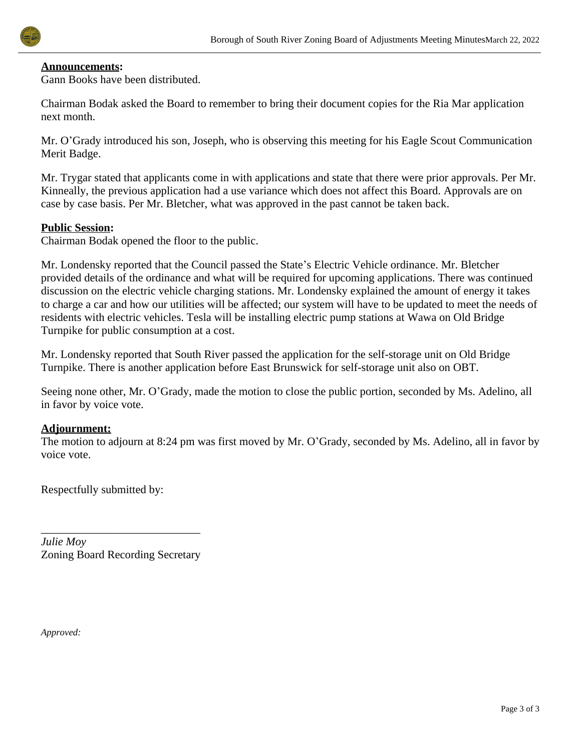**Announcements:**
Gann Books have been distributed.

Chairman Bodak asked the Board to remember to bring their document copies for the Ria Mar application next month.

Mr. O'Grady introduced his son, Joseph, who is observing this meeting for his Eagle Scout Communication Merit Badge.

Mr. Trygar stated that applicants come in with applications and state that there were prior approvals. Per Mr. Kinneally, the previous application had a use variance which does not affect this Board. Approvals are on case by case basis. Per Mr. Bletcher, what was approved in the past cannot be taken back.

**Public Session:**
Chairman Bodak opened the floor to the public.

Mr. Londensky reported that the Council passed the State's Electric Vehicle ordinance. Mr. Bletcher provided details of the ordinance and what will be required for upcoming applications. There was continued discussion on the electric vehicle charging stations. Mr. Londensky explained the amount of energy it takes to charge a car and how our utilities will be affected; our system will have to be updated to meet the needs of residents with electric vehicles. Tesla will be installing electric pump stations at Wawa on Old Bridge Turnpike for public consumption at a cost.

Mr. Londensky reported that South River passed the application for the self-storage unit on Old Bridge Turnpike. There is another application before East Brunswick for self-storage unit also on OBT.

Seeing none other, Mr. O'Grady, made the motion to close the public portion, seconded by Ms. Adelino, all in favor by voice vote.

**Adjournment:**
The motion to adjourn at 8:24 pm was first moved by Mr. O'Grady, seconded by Ms. Adelino, all in favor by voice vote.

Respectfully submitted by:

____________________________
*Julie Moy*
Zoning Board Recording Secretary

*Approved:*